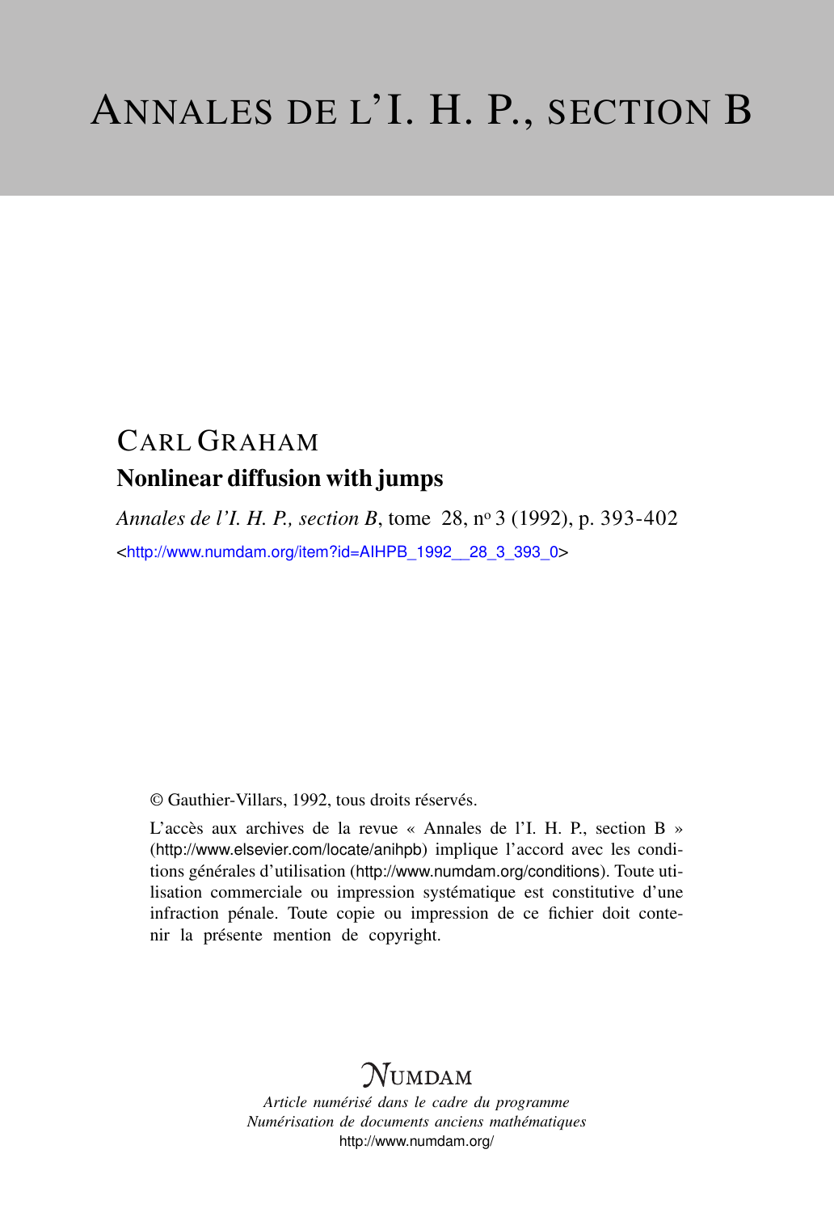# ANNALES DE L'I. H. P., SECTION B

## CARL GRAHAM

### Nonlinear diffusion with jumps

*Annales de l'I. H. P., section B*, tome 28, nº 3 (1992), p. 393-402

<http://www.numdam.org/item?id=AIHPB_1992__28_3_393_0>

© Gauthier-Villars, 1992, tous droits réservés.

L'accès aux archives de la revue « Annales de l'I. H. P., section B » (http://www.elsevier.com/locate/anihpb) implique l'accord avec les conditions générales d'utilisation (http://www.numdam.org/conditions). Toute utilisation commerciale ou impression systématique est constitutive d'une infraction pénale. Toute copie ou impression de ce fichier doit contenir la présente mention de copyright.

NUMDAM

*Article numérisé dans le cadre du programme*
*Numérisation de documents anciens mathématiques*
http://www.numdam.org/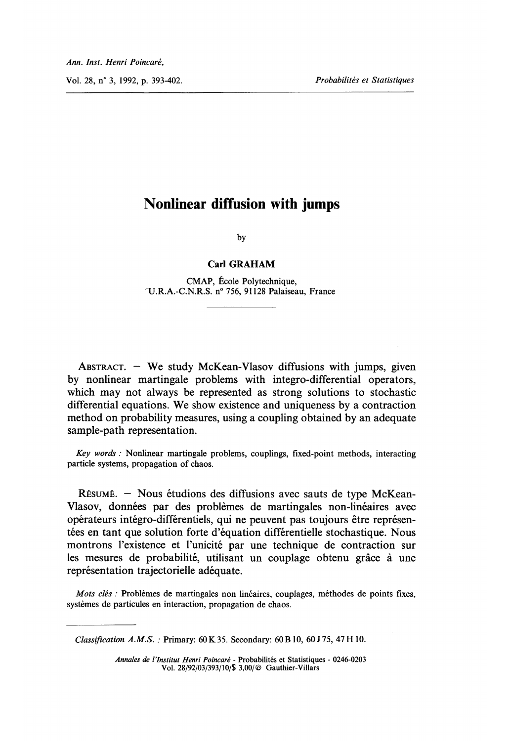# Nonlinear diffusion with jumps

by

**Carl GRAHAM**

CMAP, École Polytechnique,
U.R.A.-C.N.R.S. n° 756, 91128 Palaiseau, France

---

ABSTRACT. — We study McKean-Vlasov diffusions with jumps, given by nonlinear martingale problems with integro-differential operators, which may not always be represented as strong solutions to stochastic differential equations. We show existence and uniqueness by a contraction method on probability measures, using a coupling obtained by an adequate sample-path representation.

*Key words :* Nonlinear martingale problems, couplings, fixed-point methods, interacting particle systems, propagation of chaos.

RÉSUMÉ. — Nous étudions des diffusions avec sauts de type McKean-Vlasov, données par des problèmes de martingales non-linéaires avec opérateurs intégro-différentiels, qui ne peuvent pas toujours être représentées en tant que solution forte d'équation différentielle stochastique. Nous montrons l'existence et l'unicité par une technique de contraction sur les mesures de probabilité, utilisant un couplage obtenu grâce à une représentation trajectorielle adéquate.

*Mots clés :* Problèmes de martingales non linéaires, couplages, méthodes de points fixes, systèmes de particules en interaction, propagation de chaos.

---

*Classification A.M.S. :* Primary: 60 K 35. Secondary: 60 B 10, 60 J 75, 47 H 10.

*Annales de l'Institut Henri Poincaré* - Probabilités et Statistiques - 0246-0203
Vol. 28/92/03/393/10/$ 3,00/© Gauthier-Villars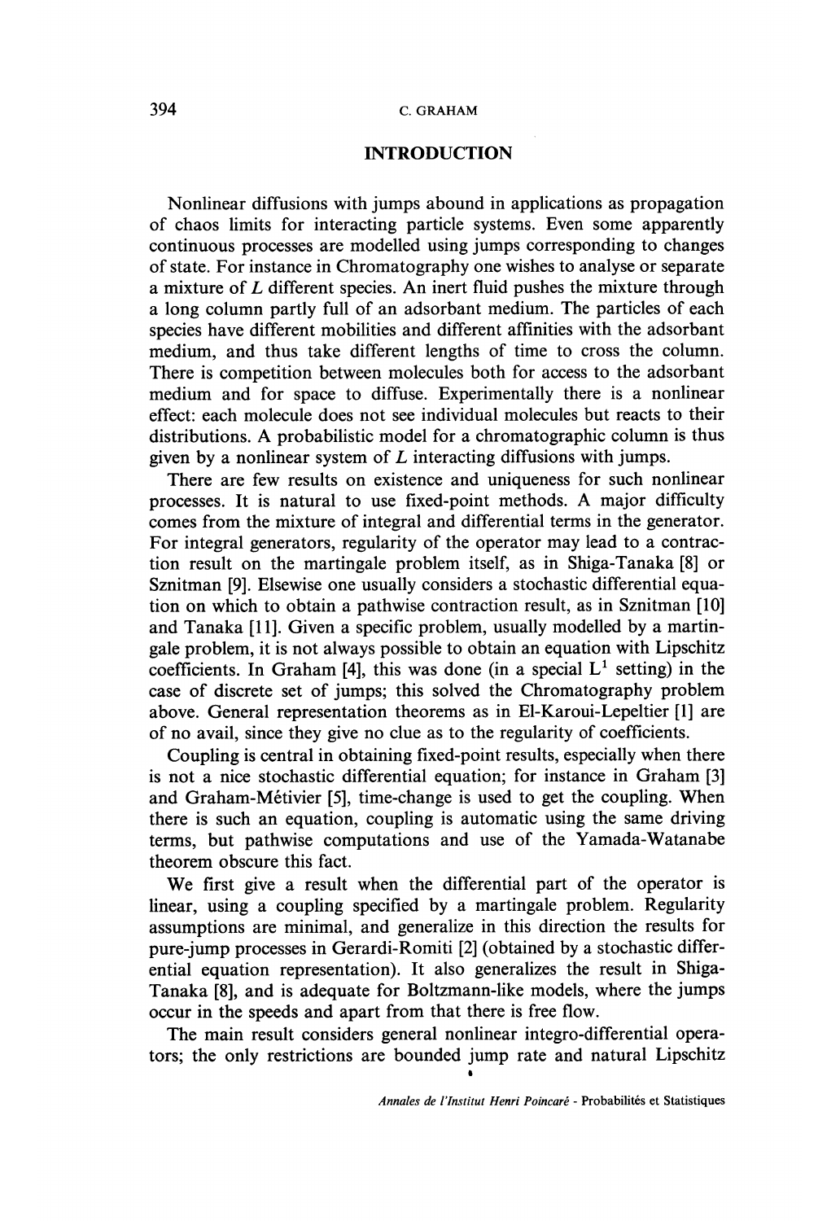## INTRODUCTION

Nonlinear diffusions with jumps abound in applications as propagation of chaos limits for interacting particle systems. Even some apparently continuous processes are modelled using jumps corresponding to changes of state. For instance in Chromatography one wishes to analyse or separate a mixture of $L$ different species. An inert fluid pushes the mixture through a long column partly full of an adsorbant medium. The particles of each species have different mobilities and different affinities with the adsorbant medium, and thus take different lengths of time to cross the column. There is competition between molecules both for access to the adsorbant medium and for space to diffuse. Experimentally there is a nonlinear effect: each molecule does not see individual molecules but reacts to their distributions. A probabilistic model for a chromatographic column is thus given by a nonlinear system of $L$ interacting diffusions with jumps.

There are few results on existence and uniqueness for such nonlinear processes. It is natural to use fixed-point methods. A major difficulty comes from the mixture of integral and differential terms in the generator. For integral generators, regularity of the operator may lead to a contraction result on the martingale problem itself, as in Shiga-Tanaka [8] or Sznitman [9]. Elsewise one usually considers a stochastic differential equation on which to obtain a pathwise contraction result, as in Sznitman [10] and Tanaka [11]. Given a specific problem, usually modelled by a martingale problem, it is not always possible to obtain an equation with Lipschitz coefficients. In Graham [4], this was done (in a special $L^1$ setting) in the case of discrete set of jumps; this solved the Chromatography problem above. General representation theorems as in El-Karoui-Lepeltier [1] are of no avail, since they give no clue as to the regularity of coefficients.

Coupling is central in obtaining fixed-point results, especially when there is not a nice stochastic differential equation; for instance in Graham [3] and Graham-Métivier [5], time-change is used to get the coupling. When there is such an equation, coupling is automatic using the same driving terms, but pathwise computations and use of the Yamada-Watanabe theorem obscure this fact.

We first give a result when the differential part of the operator is linear, using a coupling specified by a martingale problem. Regularity assumptions are minimal, and generalize in this direction the results for pure-jump processes in Gerardi-Romiti [2] (obtained by a stochastic differential equation representation). It also generalizes the result in Shiga-Tanaka [8], and is adequate for Boltzmann-like models, where the jumps occur in the speeds and apart from that there is free flow.

The main result considers general nonlinear integro-differential operators; the only restrictions are bounded jump rate and natural Lipschitz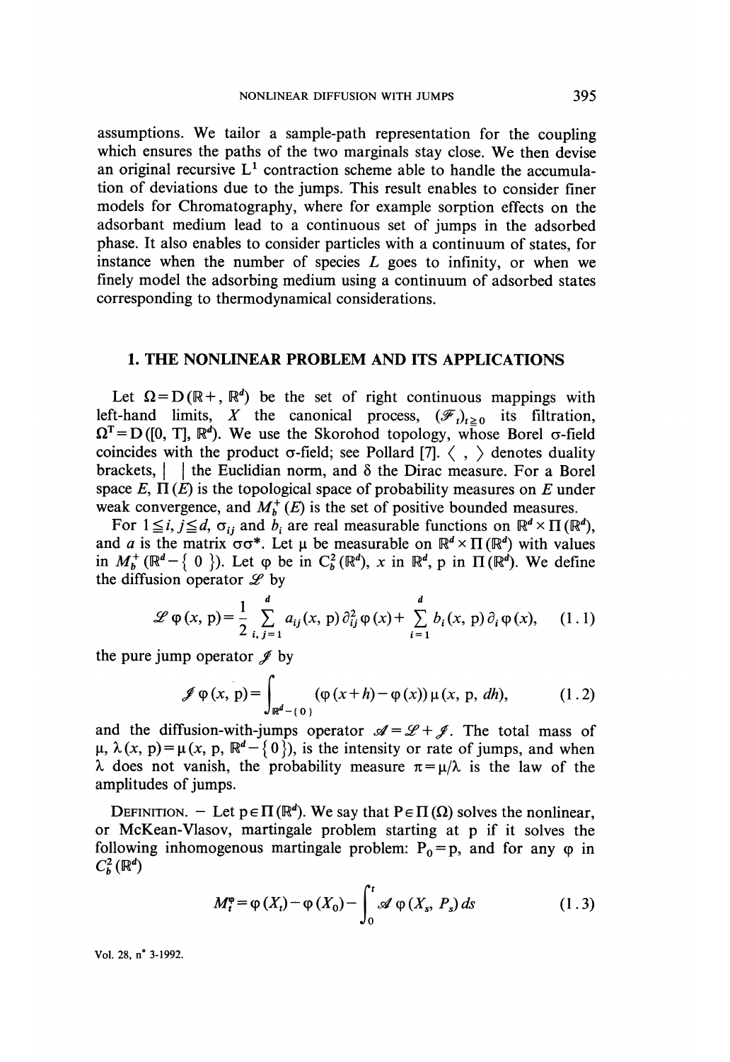assumptions. We tailor a sample-path representation for the coupling which ensures the paths of the two marginals stay close. We then devise an original recursive $L^1$ contraction scheme able to handle the accumulation of deviations due to the jumps. This result enables to consider finer models for Chromatography, where for example sorption effects on the adsorbant medium lead to a continuous set of jumps in the adsorbed phase. It also enables to consider particles with a continuum of states, for instance when the number of species $L$ goes to infinity, or when we finely model the adsorbing medium using a continuum of adsorbed states corresponding to thermodynamical considerations.

## 1. THE NONLINEAR PROBLEM AND ITS APPLICATIONS

Let $\Omega = D(\mathbb{R}+, \mathbb{R}^d)$ be the set of right continuous mappings with left-hand limits, $X$ the canonical process, $(\mathscr{F}_t)_{t \geq 0}$ its filtration, $\Omega^T = D([0, T], \mathbb{R}^d)$. We use the Skorohod topology, whose Borel $\sigma$-field coincides with the product $\sigma$-field; see Pollard [7]. $\langle \; , \; \rangle$ denotes duality brackets, $| \;\; |$ the Euclidian norm, and $\delta$ the Dirac measure. For a Borel space $E$, $\Pi(E)$ is the topological space of probability measures on $E$ under weak convergence, and $M_b^+(E)$ is the set of positive bounded measures.

For $1 \leq i, j \leq d$, $\sigma_{ij}$ and $b_i$ are real measurable functions on $\mathbb{R}^d \times \Pi(\mathbb{R}^d)$, and $a$ is the matrix $\sigma\sigma^*$. Let $\mu$ be measurable on $\mathbb{R}^d \times \Pi(\mathbb{R}^d)$ with values in $M_b^+(\mathbb{R}^d - \{0\})$. Let $\varphi$ be in $C_b^2(\mathbb{R}^d)$, $x$ in $\mathbb{R}^d$, p in $\Pi(\mathbb{R}^d)$. We define the diffusion operator $\mathscr{L}$ by

$$\mathscr{L}\varphi(x, \mathrm{p}) = \frac{1}{2} \sum_{i, j=1}^{d} a_{ij}(x, \mathrm{p})\, \partial_{ij}^2 \varphi(x) + \sum_{i=1}^{d} b_i(x, \mathrm{p})\, \partial_i \varphi(x), \qquad (1.1)$$

the pure jump operator $\mathscr{J}$ by

$$\mathscr{J}\varphi(x, \mathrm{p}) = \int_{\mathbb{R}^d - \{0\}} (\varphi(x+h) - \varphi(x))\, \mu(x, \mathrm{p}, dh), \qquad (1.2)$$

and the diffusion-with-jumps operator $\mathscr{A} = \mathscr{L} + \mathscr{J}$. The total mass of $\mu$, $\lambda(x, \mathrm{p}) = \mu(x, \mathrm{p}, \mathbb{R}^d - \{0\})$, is the intensity or rate of jumps, and when $\lambda$ does not vanish, the probability measure $\pi = \mu/\lambda$ is the law of the amplitudes of jumps.

DEFINITION. — Let $\mathrm{p} \in \Pi(\mathbb{R}^d)$. We say that $\mathrm{P} \in \Pi(\Omega)$ solves the nonlinear, or McKean-Vlasov, martingale problem starting at p if it solves the following inhomogenous martingale problem: $\mathrm{P}_0 = \mathrm{p}$, and for any $\varphi$ in $C_b^2(\mathbb{R}^d)$

$$M_t^{\varphi} = \varphi(X_t) - \varphi(X_0) - \int_0^t \mathscr{A}\varphi(X_s, P_s)\, ds \qquad (1.3)$$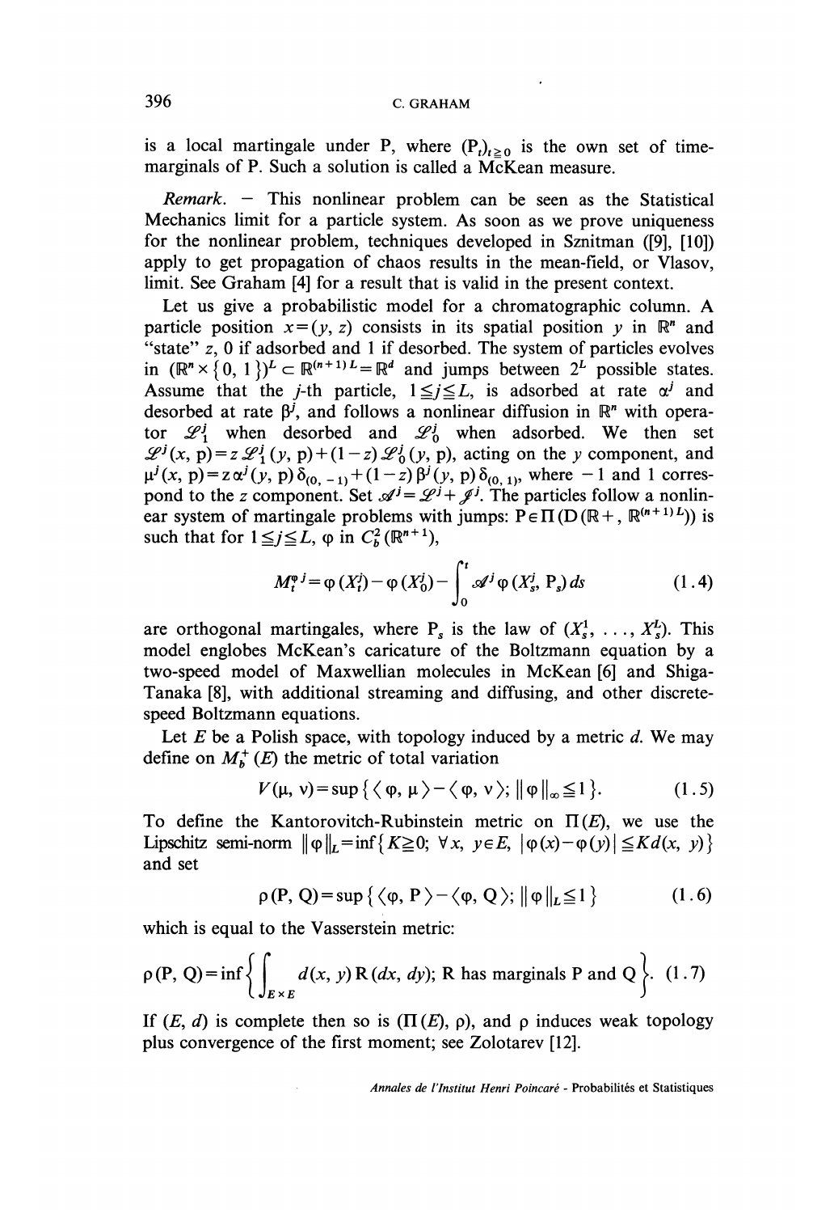is a local martingale under P, where $(P_t)_{t \geq 0}$ is the own set of time-marginals of P. Such a solution is called a McKean measure.

*Remark.* — This nonlinear problem can be seen as the Statistical Mechanics limit for a particle system. As soon as we prove uniqueness for the nonlinear problem, techniques developed in Sznitman ([9], [10]) apply to get propagation of chaos results in the mean-field, or Vlasov, limit. See Graham [4] for a result that is valid in the present context.

Let us give a probabilistic model for a chromatographic column. A particle position $x=(y, z)$ consists in its spatial position $y$ in $\mathbb{R}^n$ and "state" $z$, 0 if adsorbed and 1 if desorbed. The system of particles evolves in $(\mathbb{R}^n \times \{0, 1\})^L \subset \mathbb{R}^{(n+1)L} = \mathbb{R}^d$ and jumps between $2^L$ possible states. Assume that the $j$-th particle, $1 \leq j \leq L$, is adsorbed at rate $\alpha^j$ and desorbed at rate $\beta^j$, and follows a nonlinear diffusion in $\mathbb{R}^n$ with operator $\mathscr{L}_1^j$ when desorbed and $\mathscr{L}_0^j$ when adsorbed. We then set $\mathscr{L}^j(x, \mathrm{p}) = z\,\mathscr{L}_1^j(y, \mathrm{p}) + (1-z)\,\mathscr{L}_0^j(y, \mathrm{p})$, acting on the $y$ component, and $\mu^j(x, \mathrm{p}) = z\,\alpha^j(y, \mathrm{p})\,\delta_{(0, -1)} + (1-z)\,\beta^j(y, \mathrm{p})\,\delta_{(0, 1)}$, where $-1$ and $1$ correspond to the $z$ component. Set $\mathscr{A}^j = \mathscr{L}^j + \mathscr{J}^j$. The particles follow a nonlinear system of martingale problems with jumps: $\mathrm{P} \in \Pi(\mathrm{D}(\mathbb{R}+, \mathbb{R}^{(n+1)L}))$ is such that for $1 \leq j \leq L$, $\varphi$ in $C_b^2(\mathbb{R}^{n+1})$,

$$M_t^{\varphi\, j} = \varphi(X_t^j) - \varphi(X_0^j) - \int_0^t \mathscr{A}^j \varphi(X_s^j, \mathrm{P}_s)\, ds \tag{1.4}$$

are orthogonal martingales, where $\mathrm{P}_s$ is the law of $(X_s^1, \ldots, X_s^L)$. This model englobes McKean's caricature of the Boltzmann equation by a two-speed model of Maxwellian molecules in McKean [6] and Shiga-Tanaka [8], with additional streaming and diffusing, and other discrete-speed Boltzmann equations.

Let $E$ be a Polish space, with topology induced by a metric $d$. We may define on $M_b^+(E)$ the metric of total variation

$$V(\mu, \nu) = \sup\{\langle \varphi, \mu \rangle - \langle \varphi, \nu \rangle;\ \|\varphi\|_\infty \leq 1\}. \tag{1.5}$$

To define the Kantorovitch-Rubinstein metric on $\Pi(E)$, we use the Lipschitz semi-norm $\|\varphi\|_L = \inf\{K \geq 0;\ \forall x,\ y \in E,\ |\varphi(x) - \varphi(y)| \leq K d(x, y)\}$ and set

$$\rho(\mathrm{P}, \mathrm{Q}) = \sup\{\langle \varphi, \mathrm{P} \rangle - \langle \varphi, \mathrm{Q} \rangle;\ \|\varphi\|_L \leq 1\} \tag{1.6}$$

which is equal to the Vasserstein metric:

$$\rho(\mathrm{P}, \mathrm{Q}) = \inf\left\{\int_{E \times E} d(x, y)\, \mathrm{R}(dx, dy);\ \mathrm{R} \text{ has marginals P and Q}\right\}. \tag{1.7}$$

If $(E, d)$ is complete then so is $(\Pi(E), \rho)$, and $\rho$ induces weak topology plus convergence of the first moment; see Zolotarev [12].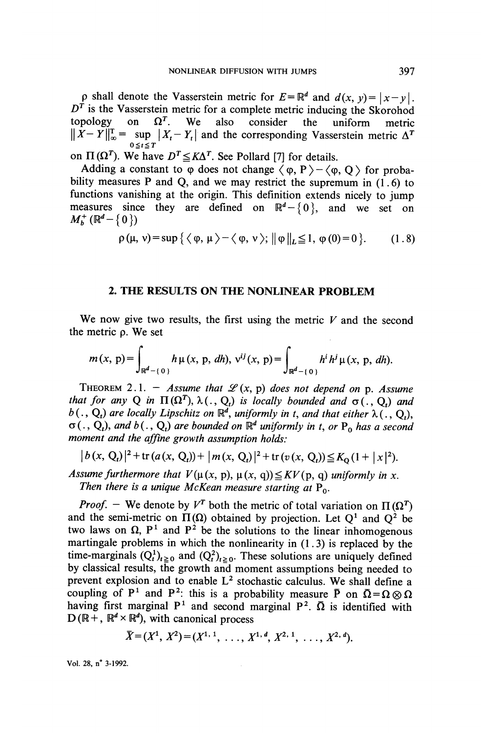$\rho$ shall denote the Vasserstein metric for $E=\mathbb{R}^d$ and $d(x, y)=|x-y|$. $D^T$ is the Vasserstein metric for a complete metric inducing the Skorohod topology on $\Omega^T$. We also consider the uniform metric $\|X-Y\|_\infty^T = \sup_{0\leq t\leq T} |X_t - Y_t|$ and the corresponding Vasserstein metric $\Delta^T$ on $\Pi(\Omega^T)$. We have $D^T \leq K\Delta^T$. See Pollard [7] for details.

Adding a constant to $\varphi$ does not change $\langle \varphi, P\rangle - \langle \varphi, Q\rangle$ for probability measures P and Q, and we may restrict the supremum in (1.6) to functions vanishing at the origin. This definition extends nicely to jump measures since they are defined on $\mathbb{R}^d - \{0\}$, and we set on $M_b^+(\mathbb{R}^d - \{0\})$

$$\rho(\mu, \nu) = \sup\{\langle \varphi, \mu\rangle - \langle \varphi, \nu\rangle;\ \|\varphi\|_L \leq 1,\ \varphi(0)=0\}. \tag{1.8}$$

## 2. THE RESULTS ON THE NONLINEAR PROBLEM

We now give two results, the first using the metric $V$ and the second the metric $\rho$. We set

$$m(x, p) = \int_{\mathbb{R}^d - \{0\}} h\,\mu(x, p, dh),\quad v^{ij}(x, p) = \int_{\mathbb{R}^d - \{0\}} h^i h^j \mu(x, p, dh).$$

THEOREM 2.1. – *Assume that $\mathscr{L}(x, p)$ does not depend on p. Assume that for any Q in $\Pi(\Omega^T)$, $\lambda(., Q_t)$ is locally bounded and $\sigma(., Q_t)$ and $b(., Q_t)$ are locally Lipschitz on $\mathbb{R}^d$, uniformly in t, and that either $\lambda(., Q_t)$, $\sigma(., Q_t)$, and $b(., Q_t)$ are bounded on $\mathbb{R}^d$ uniformly in t, or $P_0$ has a second moment and the affine growth assumption holds:*

$$|b(x, Q_t)|^2 + \operatorname{tr}(a(x, Q_t)) + |m(x, Q_t)|^2 + \operatorname{tr}(v(x, Q_t)) \leq K_Q(1+|x|^2).$$

*Assume furthermore that $V(\mu(x, p), \mu(x, q)) \leq KV(p, q)$ uniformly in x.*

*Then there is a unique McKean measure starting at $P_0$.*

*Proof.* – We denote by $V^T$ both the metric of total variation on $\Pi(\Omega^T)$ and the semi-metric on $\Pi(\Omega)$ obtained by projection. Let $Q^1$ and $Q^2$ be two laws on $\Omega$, $P^1$ and $P^2$ be the solutions to the linear inhomogenous martingale problems in which the nonlinearity in (1.3) is replaced by the time-marginals $(Q_t^1)_{t\geq 0}$ and $(Q_t^2)_{t\geq 0}$. These solutions are uniquely defined by classical results, the growth and moment assumptions being needed to prevent explosion and to enable $L^2$ stochastic calculus. We shall define a coupling of $P^1$ and $P^2$: this is a probability measure $\bar{P}$ on $\bar{\Omega}=\Omega\otimes\Omega$ having first marginal $P^1$ and second marginal $P^2$. $\bar{\Omega}$ is identified with $D(\mathbb{R}+, \mathbb{R}^d\times\mathbb{R}^d)$, with canonical process

$$\bar{X} = (X^1, X^2) = (X^{1,1}, \ldots, X^{1,d}, X^{2,1}, \ldots, X^{2,d}).$$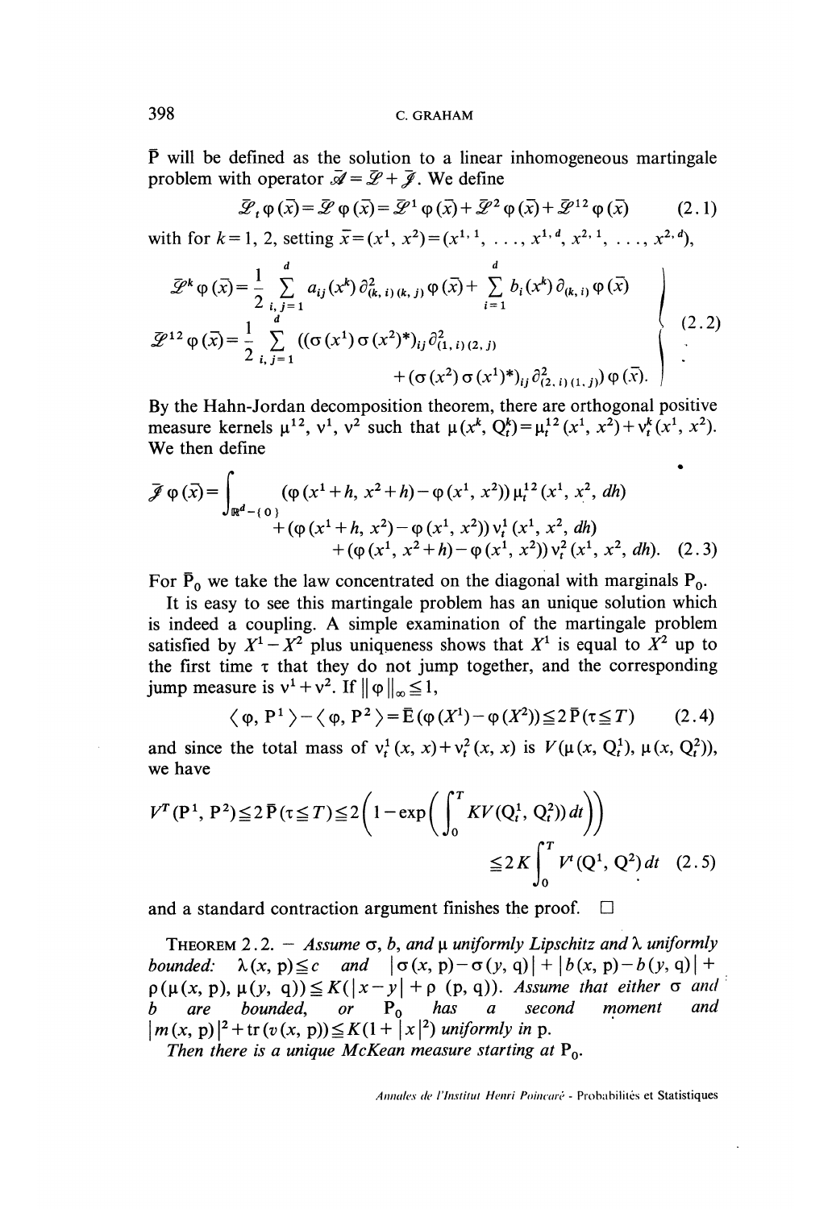$\bar{P}$ will be defined as the solution to a linear inhomogeneous martingale problem with operator $\mathscr{A} = \mathscr{L} + \mathscr{J}$. We define

$$\mathscr{L}_t \varphi(\bar{x}) = \mathscr{L} \varphi(\bar{x}) = \mathscr{L}^1 \varphi(\bar{x}) + \mathscr{L}^2 \varphi(\bar{x}) + \mathscr{L}^{12} \varphi(\bar{x}) \tag{2.1}$$

with for $k = 1, 2$, setting $\bar{x} = (x^1, x^2) = (x^{1,1}, \ldots, x^{1,d}, x^{2,1}, \ldots, x^{2,d})$,

$$\left.\begin{aligned}
\mathscr{L}^k \varphi(\bar{x}) &= \frac{1}{2} \sum_{i,j=1}^{d} a_{ij}(x^k) \partial^2_{(k,i)(k,j)} \varphi(\bar{x}) + \sum_{i=1}^{d} b_i(x^k) \partial_{(k,i)} \varphi(\bar{x}) \\
\mathscr{L}^{12} \varphi(\bar{x}) &= \frac{1}{2} \sum_{i,j=1}^{d} ((\sigma(x^1) \sigma(x^2)^*)_{ij} \partial^2_{(1,i)(2,j)} \\
&\qquad + (\sigma(x^2) \sigma(x^1)^*)_{ij} \partial^2_{(2,i)(1,j)}) \varphi(\bar{x}).
\end{aligned}\right\} \tag{2.2}$$

By the Hahn-Jordan decomposition theorem, there are orthogonal positive measure kernels $\mu^{12}$, $\nu^1$, $\nu^2$ such that $\mu(x^k, Q^k_t) = \mu^{12}_t(x^1, x^2) + \nu^k_t(x^1, x^2)$. We then define

$$\begin{aligned}
\mathscr{J} \varphi(\bar{x}) = \int_{\mathbb{R}^d - \{0\}} & (\varphi(x^1 + h, x^2 + h) - \varphi(x^1, x^2)) \mu^{12}_t(x^1, x^2, dh) \\
& + (\varphi(x^1 + h, x^2) - \varphi(x^1, x^2)) \nu^1_t(x^1, x^2, dh) \\
& + (\varphi(x^1, x^2 + h) - \varphi(x^1, x^2)) \nu^2_t(x^1, x^2, dh).
\end{aligned} \tag{2.3}$$

For $\bar{P}_0$ we take the law concentrated on the diagonal with marginals $P_0$.

It is easy to see this martingale problem has an unique solution which is indeed a coupling. A simple examination of the martingale problem satisfied by $X^1 - X^2$ plus uniqueness shows that $X^1$ is equal to $X^2$ up to the first time $\tau$ that they do not jump together, and the corresponding jump measure is $\nu^1 + \nu^2$. If $\|\varphi\|_\infty \leq 1$,

$$\langle \varphi, P^1 \rangle - \langle \varphi, P^2 \rangle = \bar{E}(\varphi(X^1) - \varphi(X^2)) \leq 2 \bar{P}(\tau \leq T) \tag{2.4}$$

and since the total mass of $\nu^1_t(x, x) + \nu^2_t(x, x)$ is $V(\mu(x, Q^1_t), \mu(x, Q^2_t))$, we have

$$\begin{aligned}
V^T(P^1, P^2) \leq 2 \bar{P}(\tau \leq T) &\leq 2\left(1 - \exp\left(\int_0^T K V(Q^1_t, Q^2_t)\, dt\right)\right) \\
&\leq 2K \int_0^T V^t(Q^1, Q^2)\, dt
\end{aligned} \tag{2.5}$$

and a standard contraction argument finishes the proof. $\square$

THEOREM 2.2. — *Assume $\sigma$, $b$, and $\mu$ uniformly Lipschitz and $\lambda$ uniformly bounded: $\lambda(x, p) \leq c$ and $|\sigma(x, p) - \sigma(y, q)| + |b(x, p) - b(y, q)| + \rho(\mu(x, p), \mu(y, q)) \leq K(|x - y| + \rho(p, q))$. Assume that either $\sigma$ and $b$ are bounded, or $P_0$ has a second moment and $|m(x, p)|^2 + \operatorname{tr}(v(x, p)) \leq K(1 + |x|^2)$ uniformly in p.*

*Then there is a unique McKean measure starting at $P_0$.*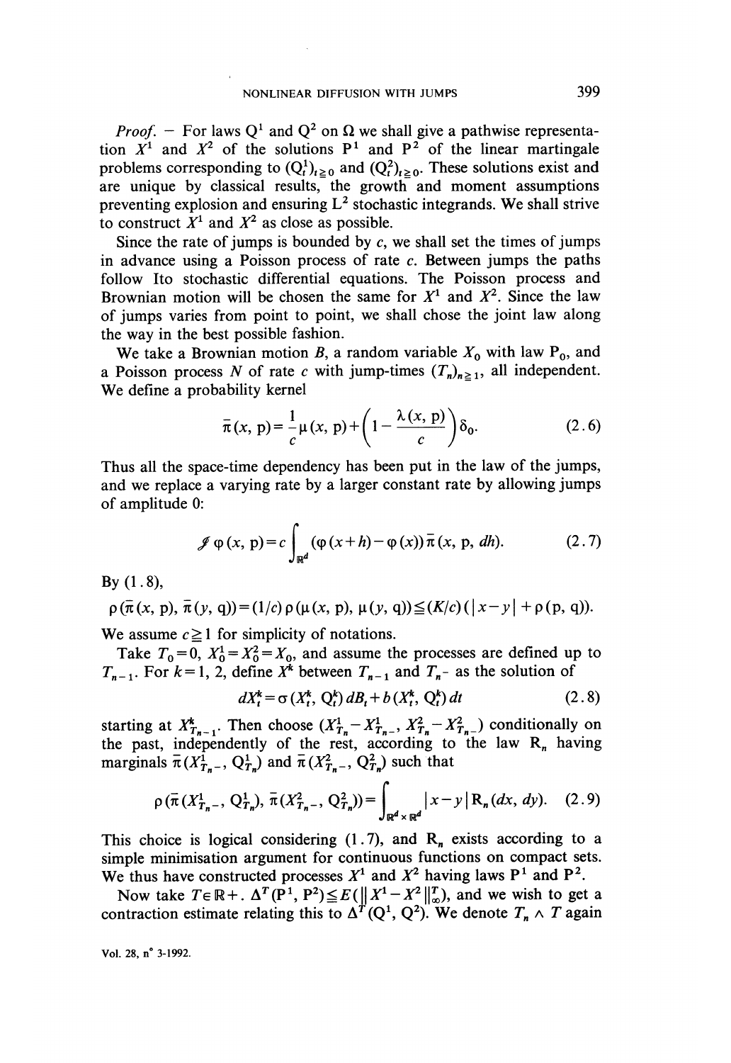*Proof.* — For laws $Q^1$ and $Q^2$ on $\Omega$ we shall give a pathwise representation $X^1$ and $X^2$ of the solutions $P^1$ and $P^2$ of the linear martingale problems corresponding to $(Q_t^1)_{t \geq 0}$ and $(Q_t^2)_{t \geq 0}$. These solutions exist and are unique by classical results, the growth and moment assumptions preventing explosion and ensuring $L^2$ stochastic integrands. We shall strive to construct $X^1$ and $X^2$ as close as possible.

Since the rate of jumps is bounded by $c$, we shall set the times of jumps in advance using a Poisson process of rate $c$. Between jumps the paths follow Ito stochastic differential equations. The Poisson process and Brownian motion will be chosen the same for $X^1$ and $X^2$. Since the law of jumps varies from point to point, we shall chose the joint law along the way in the best possible fashion.

We take a Brownian motion $B$, a random variable $X_0$ with law $P_0$, and a Poisson process $N$ of rate $c$ with jump-times $(T_n)_{n \geq 1}$, all independent. We define a probability kernel

$$\bar{\pi}(x, p) = \frac{1}{c} \mu(x, p) + \left(1 - \frac{\lambda(x, p)}{c}\right) \delta_0. \tag{2.6}$$

Thus all the space-time dependency has been put in the law of the jumps, and we replace a varying rate by a larger constant rate by allowing jumps of amplitude 0:

$$\mathcal{J} \varphi(x, p) = c \int_{\mathbb{R}^d} (\varphi(x+h) - \varphi(x)) \bar{\pi}(x, p, dh). \tag{2.7}$$

By (1.8),

$$\rho(\bar{\pi}(x, p), \bar{\pi}(y, q)) = (1/c) \rho(\mu(x, p), \mu(y, q)) \leq (K/c)(|x-y| + \rho(p, q)).$$

We assume $c \geq 1$ for simplicity of notations.

Take $T_0 = 0$, $X_0^1 = X_0^2 = X_0$, and assume the processes are defined up to $T_{n-1}$. For $k = 1, 2$, define $X^k$ between $T_{n-1}$ and $T_n-$ as the solution of

$$dX_t^k = \sigma(X_t^k, Q_t^k) dB_t + b(X_t^k, Q_t^k) dt \tag{2.8}$$

starting at $X_{T_{n-1}}^k$. Then choose $(X_{T_n}^1 - X_{T_n-}^1, X_{T_n}^2 - X_{T_n-}^2)$ conditionally on the past, independently of the rest, according to the law $R_n$ having marginals $\bar{\pi}(X_{T_n-}^1, Q_{T_n}^1)$ and $\bar{\pi}(X_{T_n-}^2, Q_{T_n}^2)$ such that

$$\rho(\bar{\pi}(X_{T_n-}^1, Q_{T_n}^1), \bar{\pi}(X_{T_n-}^2, Q_{T_n}^2)) = \int_{\mathbb{R}^d \times \mathbb{R}^d} |x-y| R_n(dx, dy). \tag{2.9}$$

This choice is logical considering (1.7), and $R_n$ exists according to a simple minimisation argument for continuous functions on compact sets. We thus have constructed processes $X^1$ and $X^2$ having laws $P^1$ and $P^2$.

Now take $T \in \mathbb{R}+$. $\Delta^T(P^1, P^2) \leq E(\| X^1 - X^2 \|_\infty^T)$, and we wish to get a contraction estimate relating this to $\Delta^T(Q^1, Q^2)$. We denote $T_n \wedge T$ again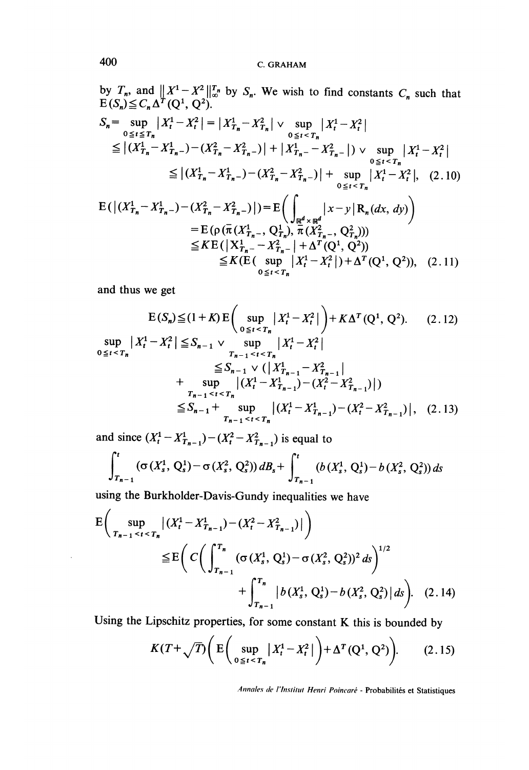by $T_n$, and $\| X^1 - X^2 \|_\infty^{T_n}$ by $S_n$. We wish to find constants $C_n$ such that $E(S_n) \leqq C_n \Delta^T(Q^1, Q^2)$.

$$
\begin{aligned}
S_n = \sup_{0 \leqq t \leqq T_n} |X_t^1 - X_t^2| &= |X_{T_n}^1 - X_{T_n}^2| \vee \sup_{0 \leqq t < T_n} |X_t^1 - X_t^2| \\
&\leqq \left( |(X_{T_n}^1 - X_{T_n-}^1) - (X_{T_n}^2 - X_{T_n-}^2)| + |X_{T_n-}^1 - X_{T_n-}^2| \right) \vee \sup_{0 \leqq t < T_n} |X_t^1 - X_t^2| \\
&\leqq |(X_{T_n}^1 - X_{T_n-}^1) - (X_{T_n}^2 - X_{T_n-}^2)| + \sup_{0 \leqq t < T_n} |X_t^1 - X_t^2|, \quad (2.10)
\end{aligned}
$$

$$
\begin{aligned}
E(|(X_{T_n}^1 - X_{T_n-}^1) - (X_{T_n}^2 - X_{T_n-}^2)|) &= E\left( \int_{\mathbb{R}^d \times \mathbb{R}^d} |x - y| \, R_n(dx, dy) \right) \\
&= E(\rho(\bar{\pi}(X_{T_n-}^1, Q_{T_n}^1), \bar{\pi}(X_{T_n-}^2, Q_{T_n}^2))) \\
&\leqq K E(|X_{T_n-}^1 - X_{T_n-}^2| + \Delta^T(Q^1, Q^2)) \\
&\leqq K\left(E\left( \sup_{0 \leqq t < T_n} |X_t^1 - X_t^2| \right) + \Delta^T(Q^1, Q^2)\right), \quad (2.11)
\end{aligned}
$$

and thus we get

$$
E(S_n) \leqq (1 + K) E\left( \sup_{0 \leqq t < T_n} |X_t^1 - X_t^2| \right) + K \Delta^T(Q^1, Q^2). \quad (2.12)
$$

$$
\begin{aligned}
\sup_{0 \leqq t < T_n} |X_t^1 - X_t^2| &\leqq S_{n-1} \vee \sup_{T_{n-1} < t < T_n} |X_t^1 - X_t^2| \\
&\leqq S_{n-1} \vee \Big( |X_{T_{n-1}}^1 - X_{T_{n-1}}^2| \\
&\quad + \sup_{T_{n-1} < t < T_n} |(X_t^1 - X_{T_{n-1}}^1) - (X_t^2 - X_{T_{n-1}}^2)| \Big) \\
&\leqq S_{n-1} + \sup_{T_{n-1} < t < T_n} |(X_t^1 - X_{T_{n-1}}^1) - (X_t^2 - X_{T_{n-1}}^2)|, \quad (2.13)
\end{aligned}
$$

and since $(X_t^1 - X_{T_{n-1}}^1) - (X_t^2 - X_{T_{n-1}}^2)$ is equal to

$$
\int_{T_{n-1}}^t (\sigma(X_s^1, Q_s^1) - \sigma(X_s^2, Q_s^2)) \, dB_s + \int_{T_{n-1}}^t (b(X_s^1, Q_s^1) - b(X_s^2, Q_s^2)) \, ds
$$

using the Burkholder-Davis-Gundy inequalities we have

$$
\begin{aligned}
E\left( \sup_{T_{n-1} < t < T_n} |(X_t^1 - X_{T_{n-1}}^1) - (X_t^2 - X_{T_{n-1}}^2)| \right) &\leqq E\Bigg( C\left( \left( \int_{T_{n-1}}^{T_n} (\sigma(X_s^1, Q_s^1) - \sigma(X_s^2, Q_s^2))^2 \, ds \right)^{1/2} \right. \\
&\quad \left. + \int_{T_{n-1}}^{T_n} |b(X_s^1, Q_s^1) - b(X_s^2, Q_s^2)| \, ds \right) \Bigg). \quad (2.14)
\end{aligned}
$$

Using the Lipschitz properties, for some constant K this is bounded by

$$
K(T + \sqrt{T}) \left( E\left( \sup_{0 \leqq t < T_n} |X_t^1 - X_t^2| \right) + \Delta^T(Q^1, Q^2) \right). \quad (2.15)
$$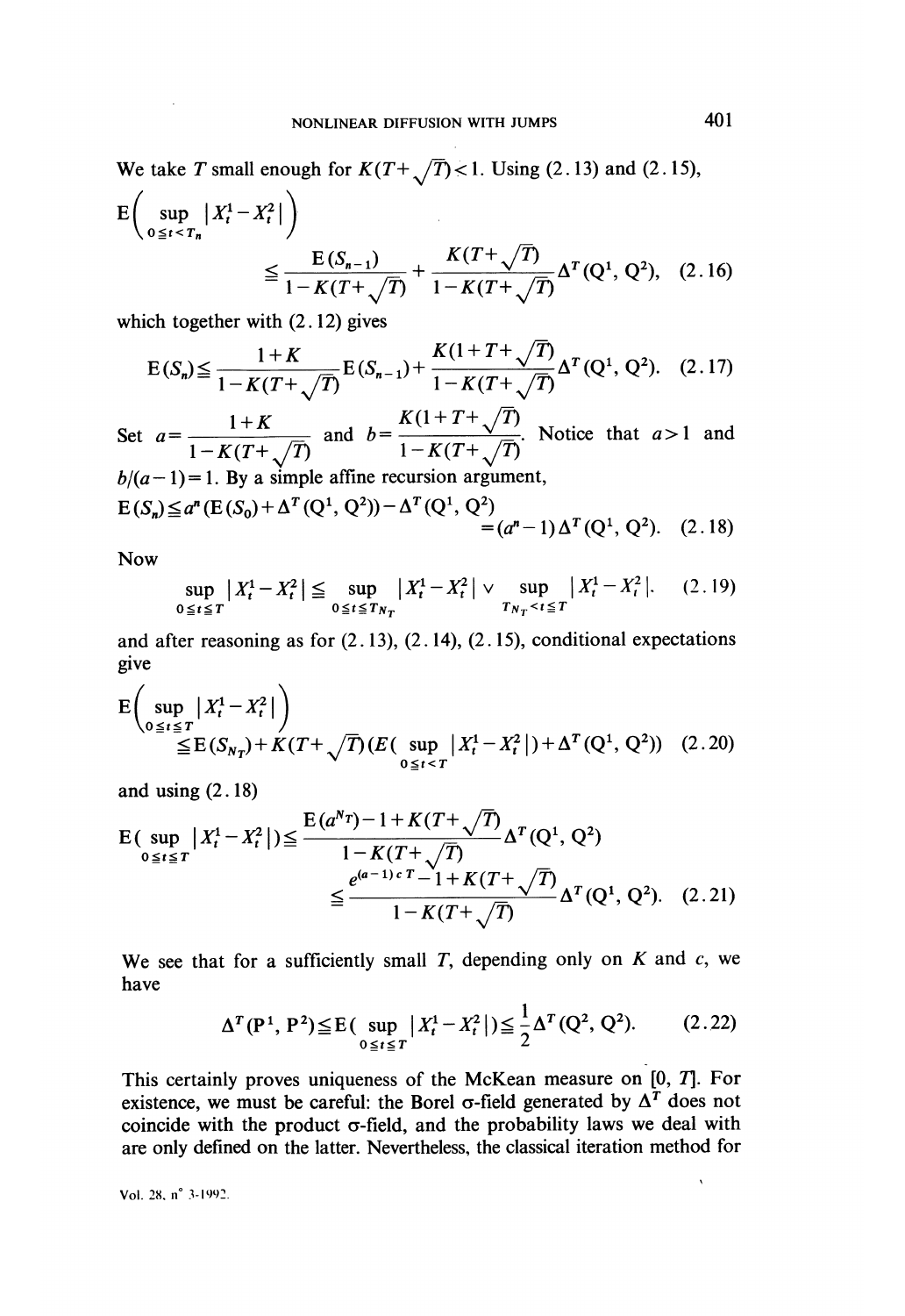We take $T$ small enough for $K(T+\sqrt{T})<1$. Using (2.13) and (2.15),

$$\mathrm{E}\Big(\sup_{0\leq t<T_n}|X_t^1-X_t^2|\Big) \leq \frac{\mathrm{E}(S_{n-1})}{1-K(T+\sqrt{T})}+\frac{K(T+\sqrt{T})}{1-K(T+\sqrt{T})}\Delta^T(\mathrm{Q}^1,\mathrm{Q}^2), \quad (2.16)$$

which together with (2.12) gives

$$\mathrm{E}(S_n)\leq \frac{1+K}{1-K(T+\sqrt{T})}\mathrm{E}(S_{n-1})+\frac{K(1+T+\sqrt{T})}{1-K(T+\sqrt{T})}\Delta^T(\mathrm{Q}^1,\mathrm{Q}^2). \quad (2.17)$$

Set $a=\dfrac{1+K}{1-K(T+\sqrt{T})}$ and $b=\dfrac{K(1+T+\sqrt{T})}{1-K(T+\sqrt{T})}$. Notice that $a>1$ and $b/(a-1)=1$. By a simple affine recursion argument,

$$\mathrm{E}(S_n)\leq a^n(\mathrm{E}(S_0)+\Delta^T(\mathrm{Q}^1,\mathrm{Q}^2))-\Delta^T(\mathrm{Q}^1,\mathrm{Q}^2) = (a^n-1)\Delta^T(\mathrm{Q}^1,\mathrm{Q}^2). \quad (2.18)$$

Now

$$\sup_{0\leq t\leq T}|X_t^1-X_t^2|\leq \sup_{0\leq t\leq T_{N_T}}|X_t^1-X_t^2| \vee \sup_{T_{N_T}<t\leq T}|X_t^1-X_t^2|. \quad (2.19)$$

and after reasoning as for (2.13), (2.14), (2.15), conditional expectations give

$$\mathrm{E}\Big(\sup_{0\leq t\leq T}|X_t^1-X_t^2|\Big) \leq \mathrm{E}(S_{N_T})+K(T+\sqrt{T})(E(\sup_{0\leq t<T}|X_t^1-X_t^2|)+\Delta^T(\mathrm{Q}^1,\mathrm{Q}^2)) \quad (2.20)$$

and using (2.18)

$$\mathrm{E}(\sup_{0\leq t\leq T}|X_t^1-X_t^2|)\leq \frac{\mathrm{E}(a^{N_T})-1+K(T+\sqrt{T})}{1-K(T+\sqrt{T})}\Delta^T(\mathrm{Q}^1,\mathrm{Q}^2) \leq \frac{e^{(a-1)cT}-1+K(T+\sqrt{T})}{1-K(T+\sqrt{T})}\Delta^T(\mathrm{Q}^1,\mathrm{Q}^2). \quad (2.21)$$

We see that for a sufficiently small $T$, depending only on $K$ and $c$, we have

$$\Delta^T(\mathrm{P}^1,\mathrm{P}^2)\leq \mathrm{E}(\sup_{0\leq t\leq T}|X_t^1-X_t^2|)\leq \frac{1}{2}\Delta^T(\mathrm{Q}^2,\mathrm{Q}^2). \quad (2.22)$$

This certainly proves uniqueness of the McKean measure on $[0, T]$. For existence, we must be careful: the Borel $\sigma$-field generated by $\Delta^T$ does not coincide with the product $\sigma$-field, and the probability laws we deal with are only defined on the latter. Nevertheless, the classical iteration method for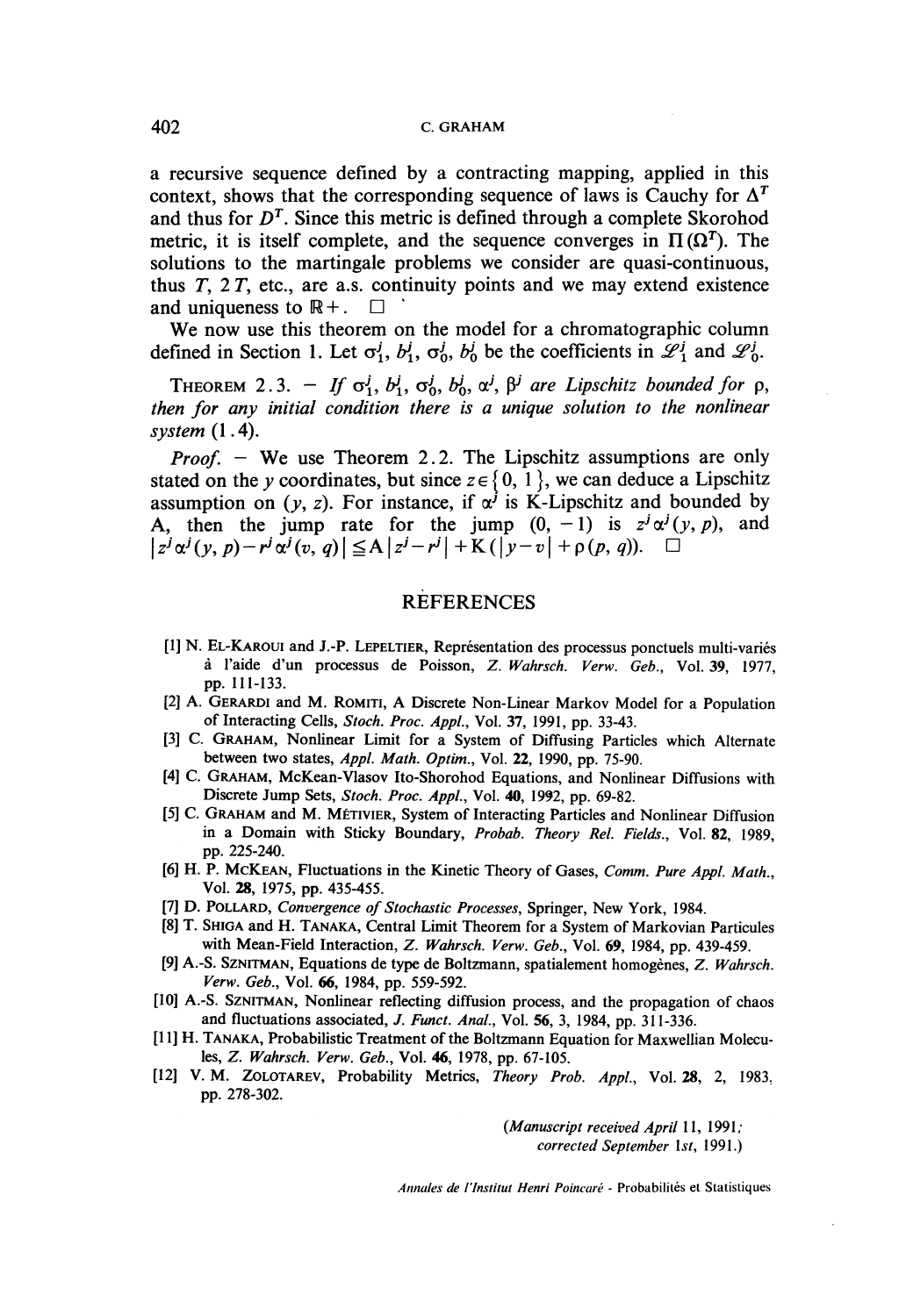a recursive sequence defined by a contracting mapping, applied in this context, shows that the corresponding sequence of laws is Cauchy for $\Delta^T$ and thus for $D^T$. Since this metric is defined through a complete Skorohod metric, it is itself complete, and the sequence converges in $\Pi(\Omega^T)$. The solutions to the martingale problems we consider are quasi-continuous, thus $T$, $2T$, etc., are a.s. continuity points and we may extend existence and uniqueness to $\mathbb{R}+$. $\square$

We now use this theorem on the model for a chromatographic column defined in Section 1. Let $\sigma_1^j$, $b_1^j$, $\sigma_0^j$, $b_0^j$ be the coefficients in $\mathscr{L}_1^j$ and $\mathscr{L}_0^j$.

THEOREM 2.3. – *If $\sigma_1^j$, $b_1^j$, $\sigma_0^j$, $b_0^j$, $\alpha^j$, $\beta^j$ are Lipschitz bounded for* $\rho$, *then for any initial condition there is a unique solution to the nonlinear system* (1.4).

*Proof.* – We use Theorem 2.2. The Lipschitz assumptions are only stated on the $y$ coordinates, but since $z \in \{0, 1\}$, we can deduce a Lipschitz assumption on $(y, z)$. For instance, if $\alpha^j$ is K-Lipschitz and bounded by A, then the jump rate for the jump $(0, -1)$ is $z^j \alpha^j(y, p)$, and $|z^j \alpha^j(y, p) - r^j \alpha^j(v, q)| \leq A|z^j - r^j| + K(|y - v| + \rho(p, q))$. $\square$

## REFERENCES

[1] N. EL-KAROUI and J.-P. LEPELTIER, Représentation des processus ponctuels multi-variés à l'aide d'un processus de Poisson, *Z. Wahrsch. Verw. Geb.*, Vol. **39**, 1977, pp. 111-133.

[2] A. GERARDI and M. ROMITI, A Discrete Non-Linear Markov Model for a Population of Interacting Cells, *Stoch. Proc. Appl.*, Vol. **37**, 1991, pp. 33-43.

[3] C. GRAHAM, Nonlinear Limit for a System of Diffusing Particles which Alternate between two states, *Appl. Math. Optim.*, Vol. **22**, 1990, pp. 75-90.

[4] C. GRAHAM, McKean-Vlasov Ito-Shorohod Equations, and Nonlinear Diffusions with Discrete Jump Sets, *Stoch. Proc. Appl.*, Vol. **40**, 1992, pp. 69-82.

[5] C. GRAHAM and M. MÉTIVIER, System of Interacting Particles and Nonlinear Diffusion in a Domain with Sticky Boundary, *Probab. Theory Rel. Fields.*, Vol. **82**, 1989, pp. 225-240.

[6] H. P. MCKEAN, Fluctuations in the Kinetic Theory of Gases, *Comm. Pure Appl. Math.*, Vol. **28**, 1975, pp. 435-455.

[7] D. POLLARD, *Convergence of Stochastic Processes*, Springer, New York, 1984.

[8] T. SHIGA and H. TANAKA, Central Limit Theorem for a System of Markovian Particules with Mean-Field Interaction, *Z. Wahrsch. Verw. Geb.*, Vol. **69**, 1984, pp. 439-459.

[9] A.-S. SZNITMAN, Equations de type de Boltzmann, spatialement homogènes, *Z. Wahrsch. Verw. Geb.*, Vol. **66**, 1984, pp. 559-592.

[10] A.-S. SZNITMAN, Nonlinear reflecting diffusion process, and the propagation of chaos and fluctuations associated, *J. Funct. Anal.*, Vol. **56**, 3, 1984, pp. 311-336.

[11] H. TANAKA, Probabilistic Treatment of the Boltzmann Equation for Maxwellian Molecules, *Z. Wahrsch. Verw. Geb.*, Vol. **46**, 1978, pp. 67-105.

[12] V. M. ZOLOTAREV, Probability Metrics, *Theory Prob. Appl.*, Vol. **28**, 2, 1983, pp. 278-302.

*(Manuscript received April 11, 1991; corrected September 1st, 1991.)*